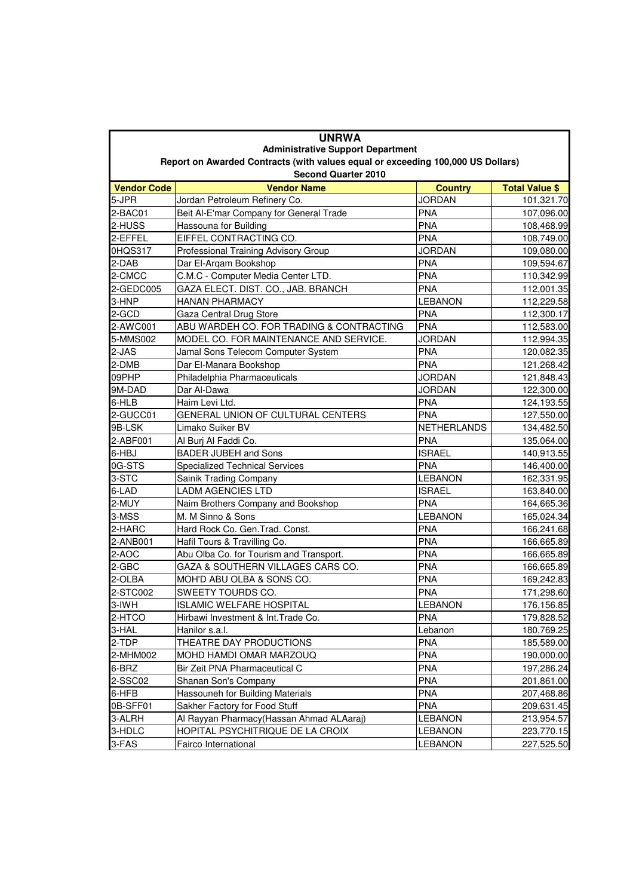# UNRWA

## Administrative Support Department

### Report on Awarded Contracts (with values equal or exceeding 100,000 US Dollars)

### Second Quarter 2010

| Vendor Code | Vendor Name | Country | Total Value $ |
|---|---|---|---|
| 5-JPR | Jordan Petroleum Refinery Co. | JORDAN | 101,321.70 |
| 2-BAC01 | Beit Al-E'mar Company for General Trade | PNA | 107,096.00 |
| 2-HUSS | Hassouna for Building | PNA | 108,468.99 |
| 2-EFFEL | EIFFEL CONTRACTING CO. | PNA | 108,749.00 |
| 0HQS317 | Professional Training Advisory Group | JORDAN | 109,080.00 |
| 2-DAB | Dar El-Arqam Bookshop | PNA | 109,594.67 |
| 2-CMCC | C.M.C - Computer Media Center LTD. | PNA | 110,342.99 |
| 2-GEDC005 | GAZA ELECT. DIST. CO., JAB. BRANCH | PNA | 112,001.35 |
| 3-HNP | HANAN PHARMACY | LEBANON | 112,229.58 |
| 2-GCD | Gaza Central Drug Store | PNA | 112,300.17 |
| 2-AWC001 | ABU WARDEH CO. FOR TRADING & CONTRACTING | PNA | 112,583.00 |
| 5-MMS002 | MODEL CO. FOR MAINTENANCE AND SERVICE. | JORDAN | 112,994.35 |
| 2-JAS | Jamal Sons Telecom Computer System | PNA | 120,082.35 |
| 2-DMB | Dar El-Manara Bookshop | PNA | 121,268.42 |
| 09PHP | Philadelphia Pharmaceuticals | JORDAN | 121,848.43 |
| 9M-DAD | Dar Al-Dawa | JORDAN | 122,300.00 |
| 6-HLB | Haim Levi Ltd. | PNA | 124,193.55 |
| 2-GUCC01 | GENERAL UNION OF CULTURAL CENTERS | PNA | 127,550.00 |
| 9B-LSK | Limako Suiker BV | NETHERLANDS | 134,482.50 |
| 2-ABF001 | Al Burj Al Faddi Co. | PNA | 135,064.00 |
| 6-HBJ | BADER JUBEH and Sons | ISRAEL | 140,913.55 |
| 0G-STS | Specialized Technical Services | PNA | 146,400.00 |
| 3-STC | Sainik Trading Company | LEBANON | 162,331.95 |
| 6-LAD | LADM AGENCIES LTD | ISRAEL | 163,840.00 |
| 2-MUY | Naim Brothers Company and Bookshop | PNA | 164,665.36 |
| 3-MSS | M. M Sinno & Sons | LEBANON | 165,024.34 |
| 2-HARC | Hard Rock Co. Gen.Trad. Const. | PNA | 166,241.68 |
| 2-ANB001 | Hafil Tours & Travilling Co. | PNA | 166,665.89 |
| 2-AOC | Abu Olba Co. for Tourism and Transport. | PNA | 166,665.89 |
| 2-GBC | GAZA & SOUTHERN VILLAGES CARS CO. | PNA | 166,665.89 |
| 2-OLBA | MOH'D ABU OLBA & SONS CO. | PNA | 169,242.83 |
| 2-STC002 | SWEETY TOURDS CO. | PNA | 171,298.60 |
| 3-IWH | ISLAMIC WELFARE HOSPITAL | LEBANON | 176,156.85 |
| 2-HTCO | Hirbawi Investment & Int.Trade Co. | PNA | 179,828.52 |
| 3-HAL | Hanilor s.a.l. | Lebanon | 180,769.25 |
| 2-TDP | THEATRE DAY PRODUCTIONS | PNA | 185,589.00 |
| 2-MHM002 | MOHD HAMDI OMAR MARZOUQ | PNA | 190,000.00 |
| 6-BRZ | Bir Zeit PNA Pharmaceutical C | PNA | 197,286.24 |
| 2-SSC02 | Shanan Son's Company | PNA | 201,861.00 |
| 6-HFB | Hassouneh for Building Materials | PNA | 207,468.86 |
| 0B-SFF01 | Sakher Factory for Food Stuff | PNA | 209,631.45 |
| 3-ALRH | Al Rayyan Pharmacy(Hassan Ahmad ALAaraj) | LEBANON | 213,954.57 |
| 3-HDLC | HOPITAL PSYCHITRIQUE DE LA CROIX | LEBANON | 223,770.15 |
| 3-FAS | Fairco International | LEBANON | 227,525.50 |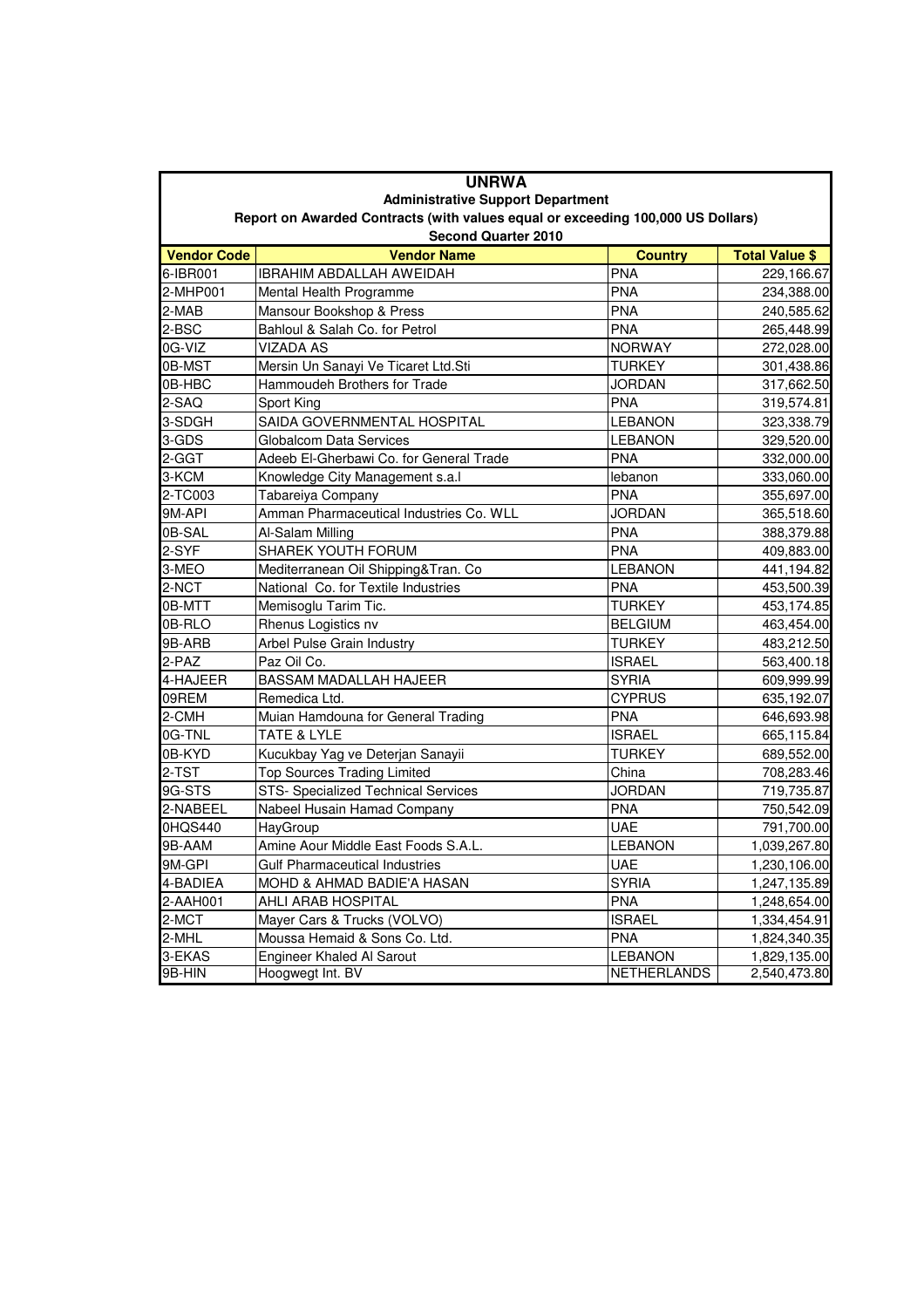# UNRWA

## Administrative Support Department

### Report on Awarded Contracts (with values equal or exceeding 100,000 US Dollars)

### Second Quarter 2010

| Vendor Code | Vendor Name | Country | Total Value $ |
|---|---|---|---|
| 6-IBR001 | IBRAHIM ABDALLAH AWEIDAH | PNA | 229,166.67 |
| 2-MHP001 | Mental Health Programme | PNA | 234,388.00 |
| 2-MAB | Mansour Bookshop & Press | PNA | 240,585.62 |
| 2-BSC | Bahloul & Salah Co. for Petrol | PNA | 265,448.99 |
| 0G-VIZ | VIZADA AS | NORWAY | 272,028.00 |
| 0B-MST | Mersin Un Sanayi Ve Ticaret Ltd.Sti | TURKEY | 301,438.86 |
| 0B-HBC | Hammoudeh Brothers for Trade | JORDAN | 317,662.50 |
| 2-SAQ | Sport King | PNA | 319,574.81 |
| 3-SDGH | SAIDA GOVERNMENTAL HOSPITAL | LEBANON | 323,338.79 |
| 3-GDS | Globalcom Data Services | LEBANON | 329,520.00 |
| 2-GGT | Adeeb El-Gherbawi Co. for General Trade | PNA | 332,000.00 |
| 3-KCM | Knowledge City Management s.a.l | lebanon | 333,060.00 |
| 2-TC003 | Tabareiya Company | PNA | 355,697.00 |
| 9M-API | Amman Pharmaceutical Industries Co. WLL | JORDAN | 365,518.60 |
| 0B-SAL | Al-Salam Milling | PNA | 388,379.88 |
| 2-SYF | SHAREK YOUTH FORUM | PNA | 409,883.00 |
| 3-MEO | Mediterranean Oil Shipping&Tran. Co | LEBANON | 441,194.82 |
| 2-NCT | National Co. for Textile Industries | PNA | 453,500.39 |
| 0B-MTT | Memisoglu Tarim Tic. | TURKEY | 453,174.85 |
| 0B-RLO | Rhenus Logistics nv | BELGIUM | 463,454.00 |
| 9B-ARB | Arbel Pulse Grain Industry | TURKEY | 483,212.50 |
| 2-PAZ | Paz Oil Co. | ISRAEL | 563,400.18 |
| 4-HAJEER | BASSAM MADALLAH HAJEER | SYRIA | 609,999.99 |
| 09REM | Remedica Ltd. | CYPRUS | 635,192.07 |
| 2-CMH | Muian Hamdouna for General Trading | PNA | 646,693.98 |
| 0G-TNL | TATE & LYLE | ISRAEL | 665,115.84 |
| 0B-KYD | Kucukbay Yag ve Deterjan Sanayii | TURKEY | 689,552.00 |
| 2-TST | Top Sources Trading Limited | China | 708,283.46 |
| 9G-STS | STS- Specialized Technical Services | JORDAN | 719,735.87 |
| 2-NABEEL | Nabeel Husain Hamad Company | PNA | 750,542.09 |
| 0HQS440 | HayGroup | UAE | 791,700.00 |
| 9B-AAM | Amine Aour Middle East Foods S.A.L. | LEBANON | 1,039,267.80 |
| 9M-GPI | Gulf Pharmaceutical Industries | UAE | 1,230,106.00 |
| 4-BADIEA | MOHD & AHMAD BADIE'A HASAN | SYRIA | 1,247,135.89 |
| 2-AAH001 | AHLI ARAB HOSPITAL | PNA | 1,248,654.00 |
| 2-MCT | Mayer Cars & Trucks (VOLVO) | ISRAEL | 1,334,454.91 |
| 2-MHL | Moussa Hemaid & Sons Co. Ltd. | PNA | 1,824,340.35 |
| 3-EKAS | Engineer Khaled Al Sarout | LEBANON | 1,829,135.00 |
| 9B-HIN | Hoogwegt Int. BV | NETHERLANDS | 2,540,473.80 |